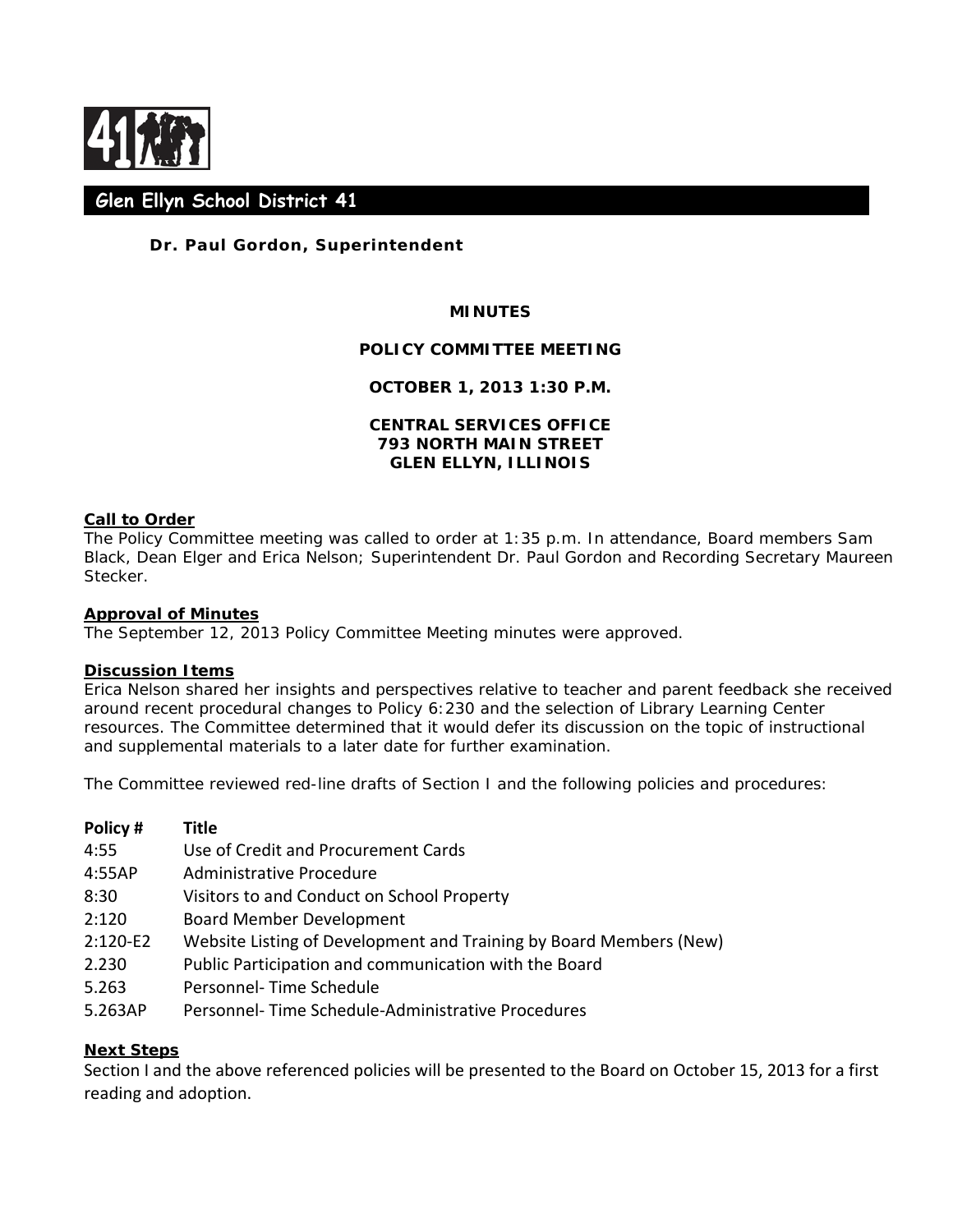# Glen Ellyn School District 41

**Dr. Paul Gordon, Superintendent**

**MINUTES**

**POLICY COMMITTEE MEETING**

**OCTOBER 1, 2013 1:30 P.M.**

**CENTRAL SERVICES OFFICE**
**793 NORTH MAIN STREET**
**GLEN ELLYN, ILLINOIS**

## Call to Order

The Policy Committee meeting was called to order at 1:35 p.m. In attendance, Board members Sam Black, Dean Elger and Erica Nelson; Superintendent Dr. Paul Gordon and Recording Secretary Maureen Stecker.

## Approval of Minutes

The September 12, 2013 Policy Committee Meeting minutes were approved.

## Discussion Items

Erica Nelson shared her insights and perspectives relative to teacher and parent feedback she received around recent procedural changes to Policy 6:230 and the selection of Library Learning Center resources. The Committee determined that it would defer its discussion on the topic of instructional and supplemental materials to a later date for further examination.

The Committee reviewed red-line drafts of Section I and the following policies and procedures:

| Policy # | Title |
|---|---|
| 4:55 | Use of Credit and Procurement Cards |
| 4:55AP | Administrative Procedure |
| 8:30 | Visitors to and Conduct on School Property |
| 2:120 | Board Member Development |
| 2:120-E2 | Website Listing of Development and Training by Board Members (New) |
| 2.230 | Public Participation and communication with the Board |
| 5.263 | Personnel- Time Schedule |
| 5.263AP | Personnel- Time Schedule-Administrative Procedures |

## Next Steps

Section I and the above referenced policies will be presented to the Board on October 15, 2013 for a first reading and adoption.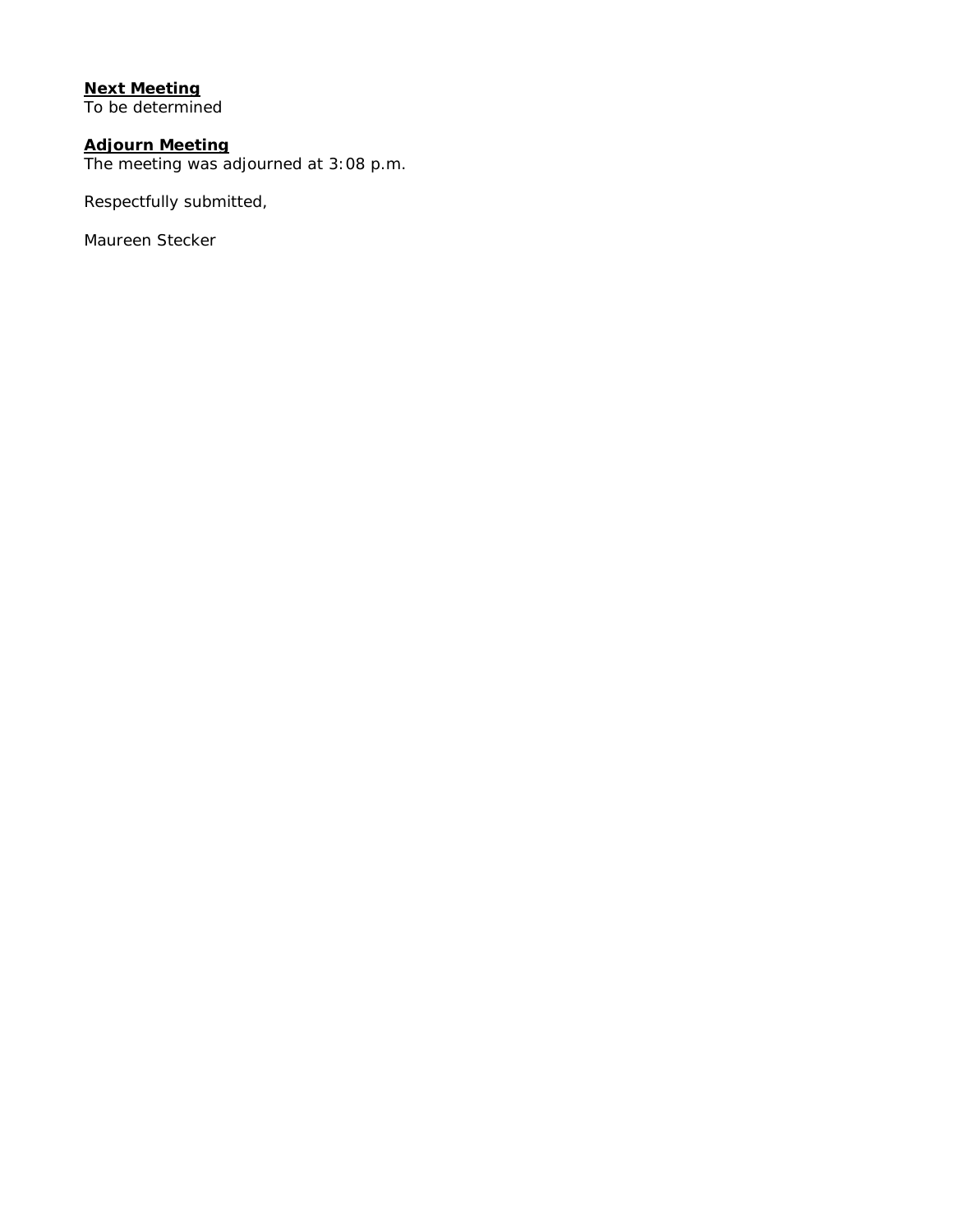**Next Meeting**
To be determined

**Adjourn Meeting**
The meeting was adjourned at 3:08 p.m.

Respectfully submitted,

Maureen Stecker